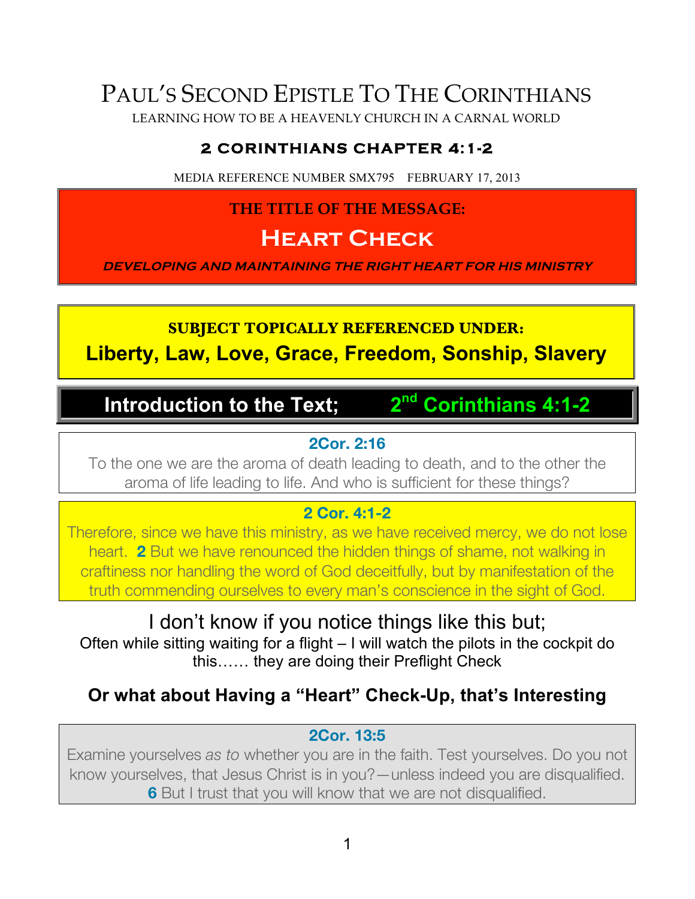# PAUL'S SECOND EPISTLE TO THE CORINTHIANS

LEARNING HOW TO BE A HEAVENLY CHURCH IN A CARNAL WORLD

## 2 CORINTHIANS CHAPTER 4:1-2

MEDIA REFERENCE NUMBER SMX795 FEBRUARY 17, 2013

**THE TITLE OF THE MESSAGE:**

## HEART CHECK

***DEVELOPING AND MAINTAINING THE RIGHT HEART FOR HIS MINISTRY***

**SUBJECT TOPICALLY REFERENCED UNDER:**

**Liberty, Law, Love, Grace, Freedom, Sonship, Slavery**

## Introduction to the Text; 2nd Corinthians 4:1-2

**2Cor. 2:16**

To the one we are the aroma of death leading to death, and to the other the aroma of life leading to life. And who is sufficient for these things?

**2 Cor. 4:1-2**

Therefore, since we have this ministry, as we have received mercy, we do not lose heart. **2** But we have renounced the hidden things of shame, not walking in craftiness nor handling the word of God deceitfully, but by manifestation of the truth commending ourselves to every man's conscience in the sight of God.

I don't know if you notice things like this but;

Often while sitting waiting for a flight – I will watch the pilots in the cockpit do this…… they are doing their Preflight Check

### Or what about Having a "Heart" Check-Up, that's Interesting

**2Cor. 13:5**

Examine yourselves *as to* whether you are in the faith. Test yourselves. Do you not know yourselves, that Jesus Christ is in you?—unless indeed you are disqualified. **6** But I trust that you will know that we are not disqualified.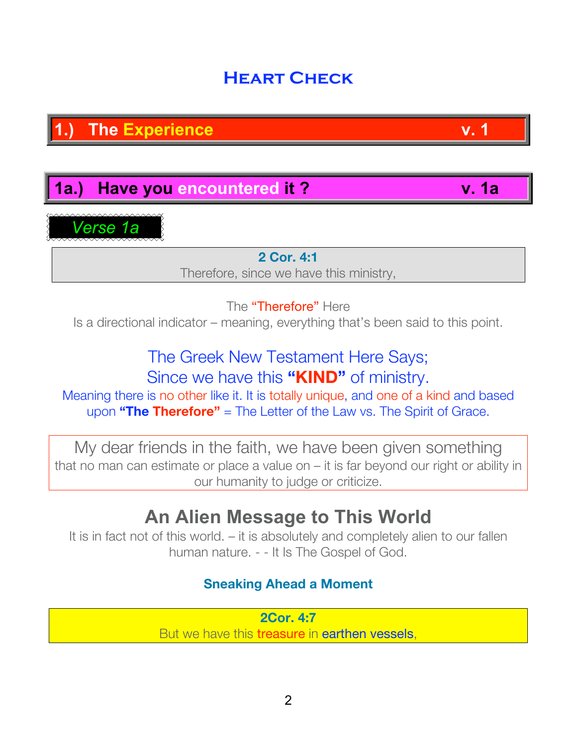# Heart Check

## 1.) The Experience v. 1

### 1a.) Have you encountered it ? v. 1a

*Verse 1a*

**2 Cor. 4:1**
Therefore, since we have this ministry,

The "Therefore" Here
Is a directional indicator – meaning, everything that's been said to this point.

The Greek New Testament Here Says;
Since we have this **"KIND"** of ministry.
Meaning there is no other like it. It is totally unique, and one of a kind and based upon **"The Therefore"** = The Letter of the Law vs. The Spirit of Grace.

My dear friends in the faith, we have been given something that no man can estimate or place a value on – it is far beyond our right or ability in our humanity to judge or criticize.

## An Alien Message to This World

It is in fact not of this world. – it is absolutely and completely alien to our fallen human nature. - - It Is The Gospel of God.

**Sneaking Ahead a Moment**

**2Cor. 4:7**
But we have this treasure in earthen vessels,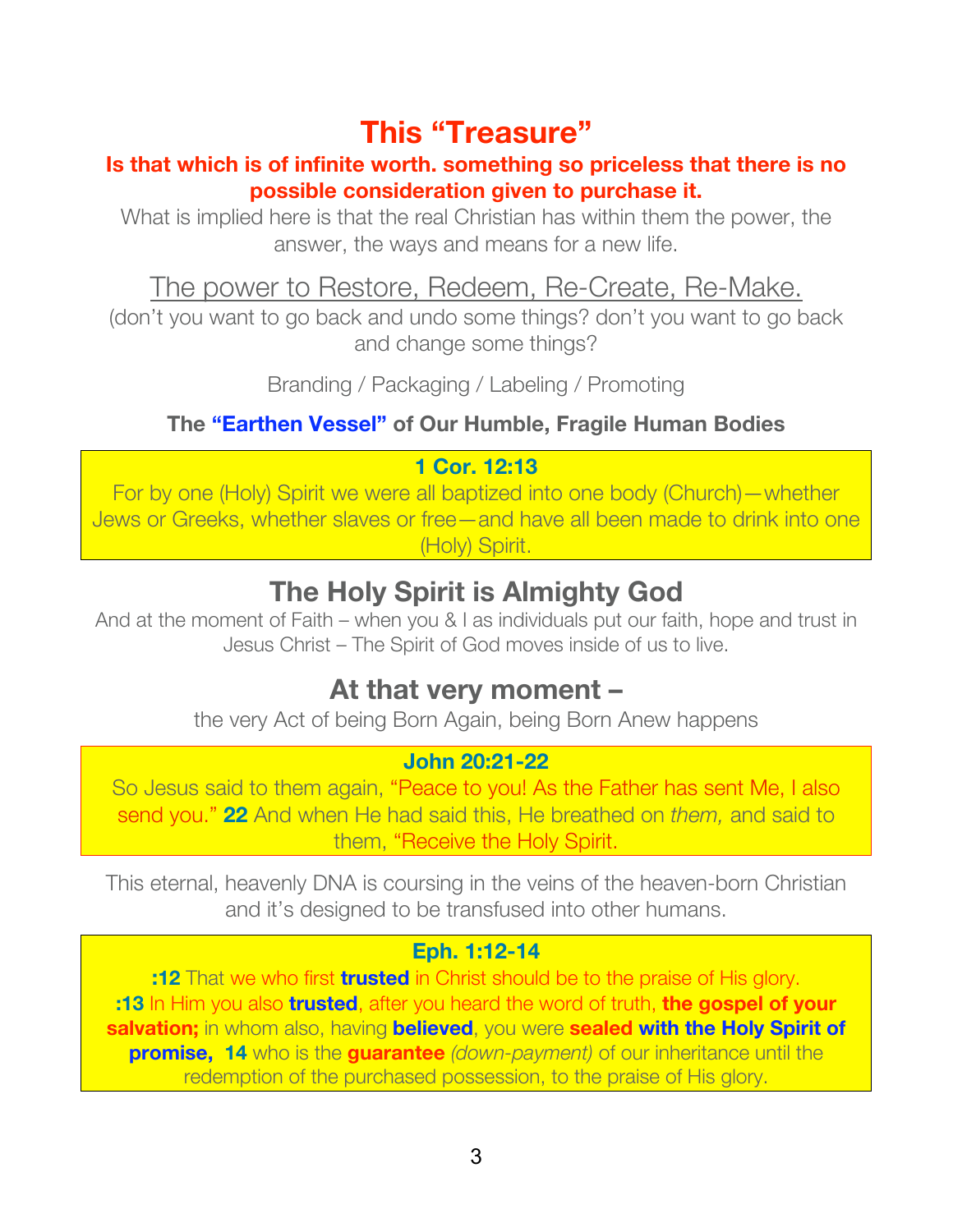# This "Treasure"

**Is that which is of infinite worth. something so priceless that there is no possible consideration given to purchase it.**

What is implied here is that the real Christian has within them the power, the answer, the ways and means for a new life.

<u>The power to Restore, Redeem, Re-Create, Re-Make.</u>

(don't you want to go back and undo some things? don't you want to go back and change some things?

Branding / Packaging / Labeling / Promoting

**The "Earthen Vessel" of Our Humble, Fragile Human Bodies**

> **1 Cor. 12:13**
>
> For by one (Holy) Spirit we were all baptized into one body (Church)—whether Jews or Greeks, whether slaves or free—and have all been made to drink into one (Holy) Spirit.

## The Holy Spirit is Almighty God

And at the moment of Faith – when you & I as individuals put our faith, hope and trust in Jesus Christ – The Spirit of God moves inside of us to live.

## At that very moment –

the very Act of being Born Again, being Born Anew happens

> **John 20:21-22**
>
> So Jesus said to them again, "Peace to you! As the Father has sent Me, I also send you." **22** And when He had said this, He breathed on *them,* and said to them, "Receive the Holy Spirit.

This eternal, heavenly DNA is coursing in the veins of the heaven-born Christian and it's designed to be transfused into other humans.

> **Eph. 1:12-14**
>
> **:12** That we who first **trusted** in Christ should be to the praise of His glory. **:13** In Him you also **trusted**, after you heard the word of truth, **the gospel of your salvation;** in whom also, having **believed**, you were **sealed with the Holy Spirit of promise, 14** who is the **guarantee** *(down-payment)* of our inheritance until the redemption of the purchased possession, to the praise of His glory.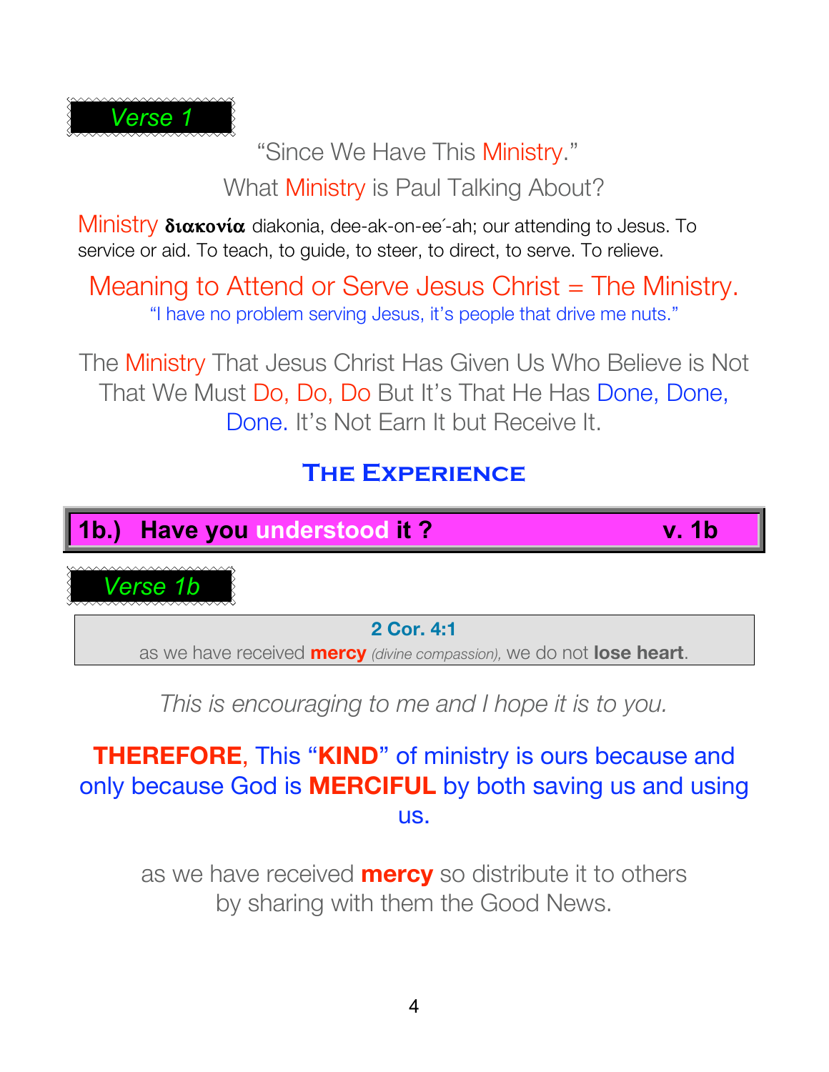**Verse 1**

"Since We Have This Ministry."

What Ministry is Paul Talking About?

Ministry **διακονία** diakonia, dee-ak-on-ee´-ah; our attending to Jesus. To service or aid. To teach, to guide, to steer, to direct, to serve. To relieve.

Meaning to Attend or Serve Jesus Christ = The Ministry.

"I have no problem serving Jesus, it's people that drive me nuts."

The Ministry That Jesus Christ Has Given Us Who Believe is Not That We Must Do, Do, Do But It's That He Has Done, Done, Done. It's Not Earn It but Receive It.

## The Experience

### 1b.) Have you understood it ? v. 1b

**Verse 1b**

| **2 Cor. 4:1** |
|---|
| as we have received **mercy** *(divine compassion)*, we do not **lose heart**. |

*This is encouraging to me and I hope it is to you.*

**THEREFORE**, This "**KIND**" of ministry is ours because and only because God is **MERCIFUL** by both saving us and using us.

as we have received **mercy** so distribute it to others by sharing with them the Good News.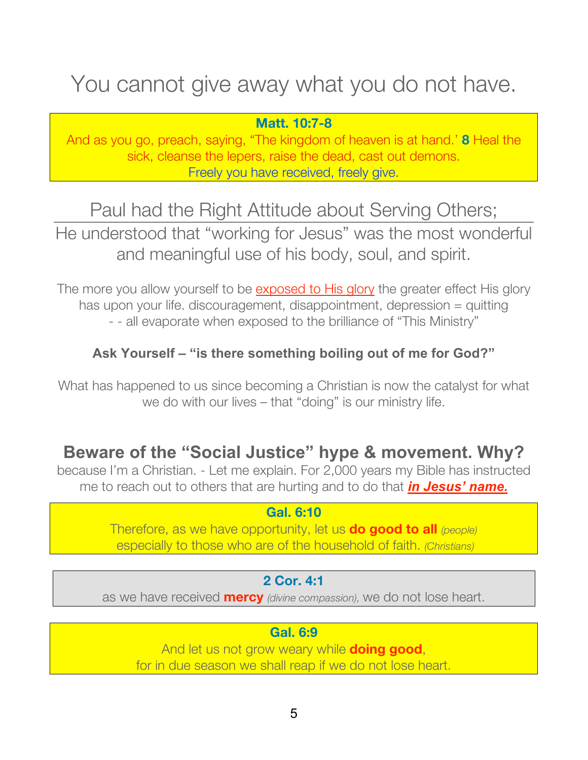# You cannot give away what you do not have.

**Matt. 10:7-8**
And as you go, preach, saying, "The kingdom of heaven is at hand.' **8** Heal the sick, cleanse the lepers, raise the dead, cast out demons.
Freely you have received, freely give.

## Paul had the Right Attitude about Serving Others;

He understood that "working for Jesus" was the most wonderful and meaningful use of his body, soul, and spirit.

The more you allow yourself to be exposed to His glory the greater effect His glory has upon your life. discouragement, disappointment, depression = quitting - - all evaporate when exposed to the brilliance of "This Ministry"

**Ask Yourself – "is there something boiling out of me for God?"**

What has happened to us since becoming a Christian is now the catalyst for what we do with our lives – that "doing" is our ministry life.

## Beware of the "Social Justice" hype & movement. Why?

because I'm a Christian. - Let me explain. For 2,000 years my Bible has instructed me to reach out to others that are hurting and to do that ***in Jesus' name.***

**Gal. 6:10**
Therefore, as we have opportunity, let us **do good to all** *(people)* especially to those who are of the household of faith. *(Christians)*

**2 Cor. 4:1**
as we have received **mercy** *(divine compassion),* we do not lose heart.

**Gal. 6:9**
And let us not grow weary while **doing good**,
for in due season we shall reap if we do not lose heart.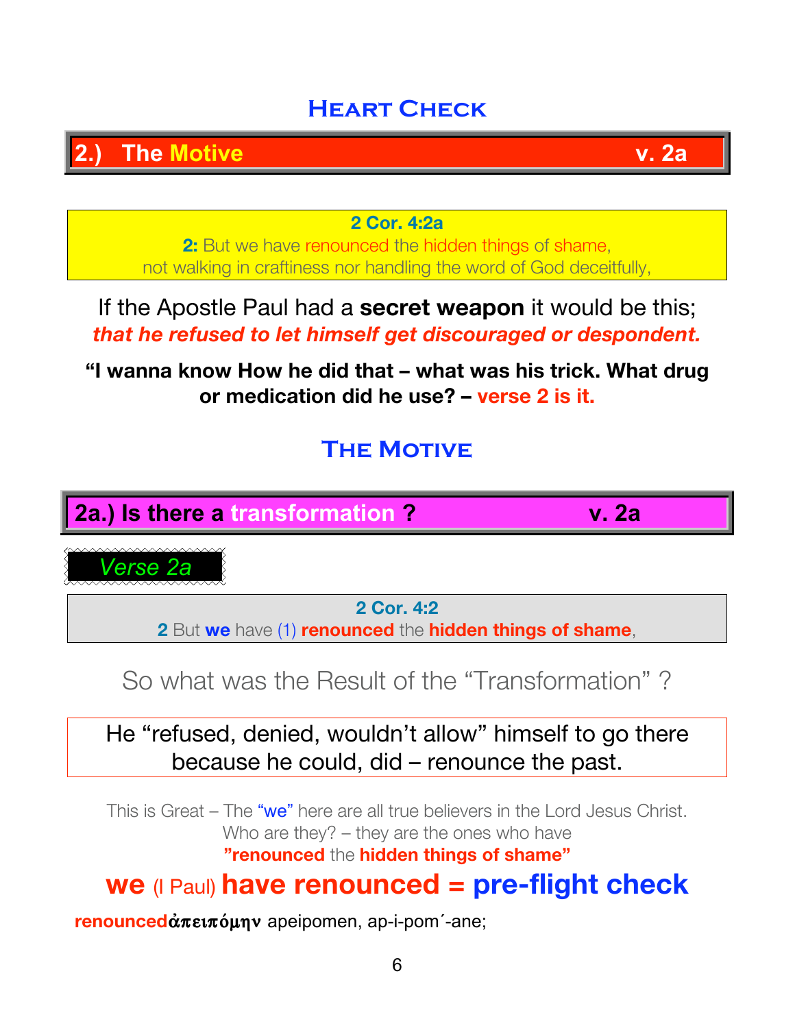## Heart Check

### 2.) The Motive v. 2a

**2 Cor. 4:2a**
**2:** But we have renounced the hidden things of shame,
not walking in craftiness nor handling the word of God deceitfully,

If the Apostle Paul had a **secret weapon** it would be this;
***that he refused to let himself get discouraged or despondent.***

**"I wanna know How he did that – what was his trick. What drug or medication did he use? – verse 2 is it.**

## The Motive

### 2a.) Is there a transformation ? v. 2a

*Verse 2a*

**2 Cor. 4:2**
**2** But **we** have (1) **renounced** the **hidden things of shame**,

So what was the Result of the "Transformation" ?

He "refused, denied, wouldn't allow" himself to go there because he could, did – renounce the past.

This is Great – The "we" here are all true believers in the Lord Jesus Christ.
Who are they? – they are the ones who have
**"renounced** the **hidden things of shame"**

**we** (I Paul) **have renounced = pre-flight check**

**renounced ἀπειπόμην** apeipomen, ap-i-pom´-ane;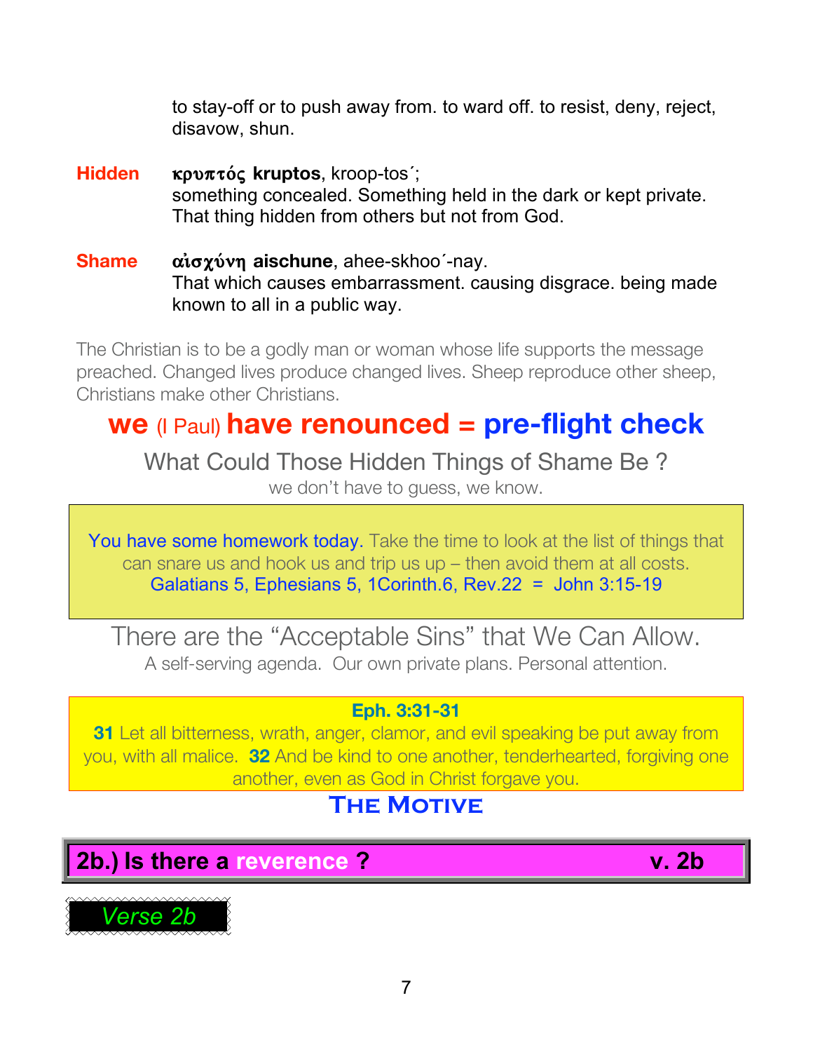to stay-off or to push away from. to ward off. to resist, deny, reject, disavow, shun.

**Hidden** **κρυπτός kruptos**, kroop-tos´;
something concealed. Something held in the dark or kept private. That thing hidden from others but not from God.

**Shame** **αἰσχύνη aischune**, ahee-skhoo´-nay.
That which causes embarrassment. causing disgrace. being made known to all in a public way.

The Christian is to be a godly man or woman whose life supports the message preached. Changed lives produce changed lives. Sheep reproduce other sheep, Christians make other Christians.

## we (I Paul) have renounced = pre-flight check

What Could Those Hidden Things of Shame Be ?
we don't have to guess, we know.

> You have some homework today. Take the time to look at the list of things that can snare us and hook us and trip us up – then avoid them at all costs.
> Galatians 5, Ephesians 5, 1Corinth.6, Rev.22 = John 3:15-19

There are the "Acceptable Sins" that We Can Allow.
A self-serving agenda. Our own private plans. Personal attention.

> **Eph. 3:31-31**
> **31** Let all bitterness, wrath, anger, clamor, and evil speaking be put away from you, with all malice. **32** And be kind to one another, tenderhearted, forgiving one another, even as God in Christ forgave you.

## The Motive

## 2b.) Is there a reverence ? v. 2b

*Verse 2b*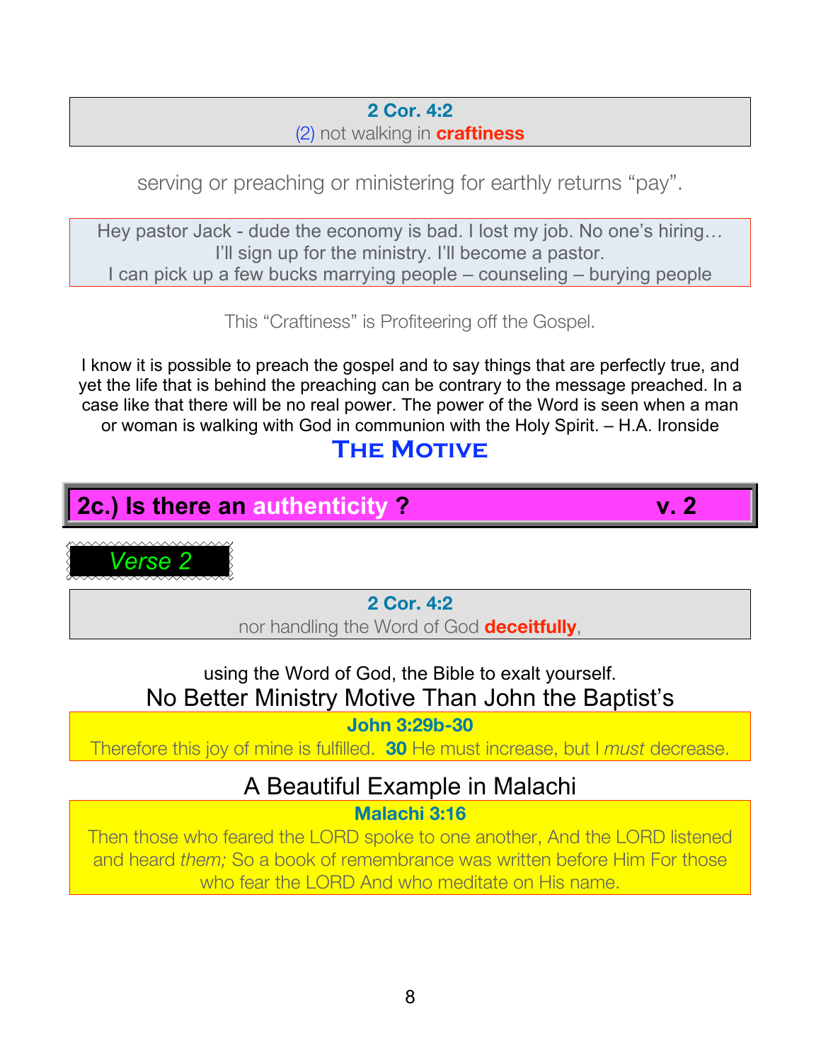**2 Cor. 4:2**
(2) not walking in **craftiness**

serving or preaching or ministering for earthly returns “pay”.

Hey pastor Jack - dude the economy is bad. I lost my job. No one’s hiring…
I’ll sign up for the ministry. I’ll become a pastor.
I can pick up a few bucks marrying people – counseling – burying people

This “Craftiness” is Profiteering off the Gospel.

I know it is possible to preach the gospel and to say things that are perfectly true, and yet the life that is behind the preaching can be contrary to the message preached. In a case like that there will be no real power. The power of the Word is seen when a man or woman is walking with God in communion with the Holy Spirit. – H.A. Ironside

## The Motive

## 2c.) Is there an authenticity ? v. 2

*Verse 2*

**2 Cor. 4:2**
nor handling the Word of God **deceitfully**,

using the Word of God, the Bible to exalt yourself.

### No Better Ministry Motive Than John the Baptist’s

**John 3:29b-30**
Therefore this joy of mine is fulfilled. **30** He must increase, but I *must* decrease.

### A Beautiful Example in Malachi

**Malachi 3:16**
Then those who feared the LORD spoke to one another, And the LORD listened and heard *them;* So a book of remembrance was written before Him For those who fear the LORD And who meditate on His name.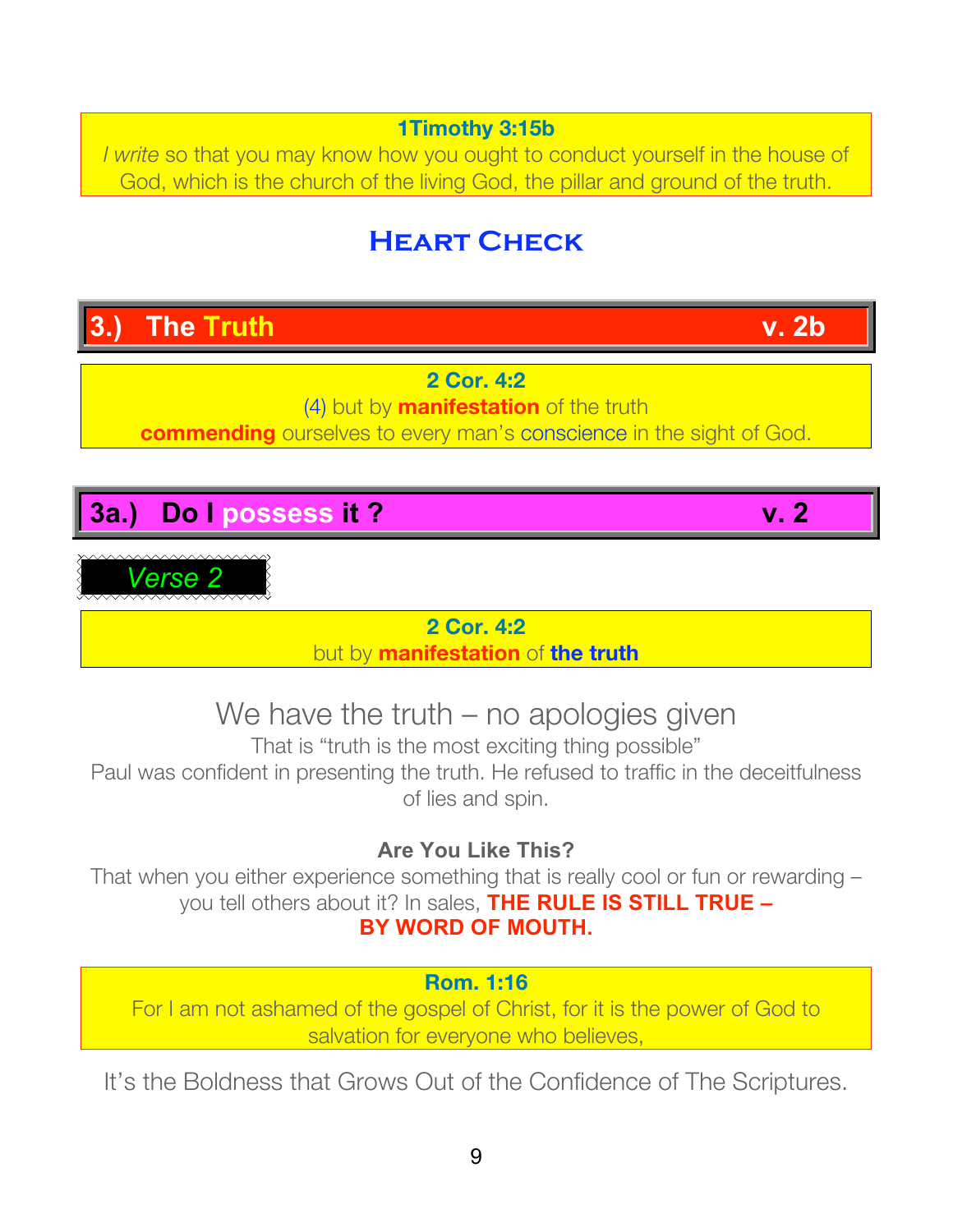**1Timothy 3:15b**

*I write* so that you may know how you ought to conduct yourself in the house of God, which is the church of the living God, the pillar and ground of the truth.

## Heart Check

### 3.) The Truth v. 2b

**2 Cor. 4:2**

(4) but by **manifestation** of the truth **commending** ourselves to every man's conscience in the sight of God.

### 3a.) Do I possess it ? v. 2

*Verse 2*

**2 Cor. 4:2**

but by **manifestation** of **the truth**

We have the truth – no apologies given

That is "truth is the most exciting thing possible"

Paul was confident in presenting the truth. He refused to traffic in the deceitfulness of lies and spin.

**Are You Like This?**

That when you either experience something that is really cool or fun or rewarding – you tell others about it? In sales, **THE RULE IS STILL TRUE – BY WORD OF MOUTH.**

**Rom. 1:16**

For I am not ashamed of the gospel of Christ, for it is the power of God to salvation for everyone who believes,

It's the Boldness that Grows Out of the Confidence of The Scriptures.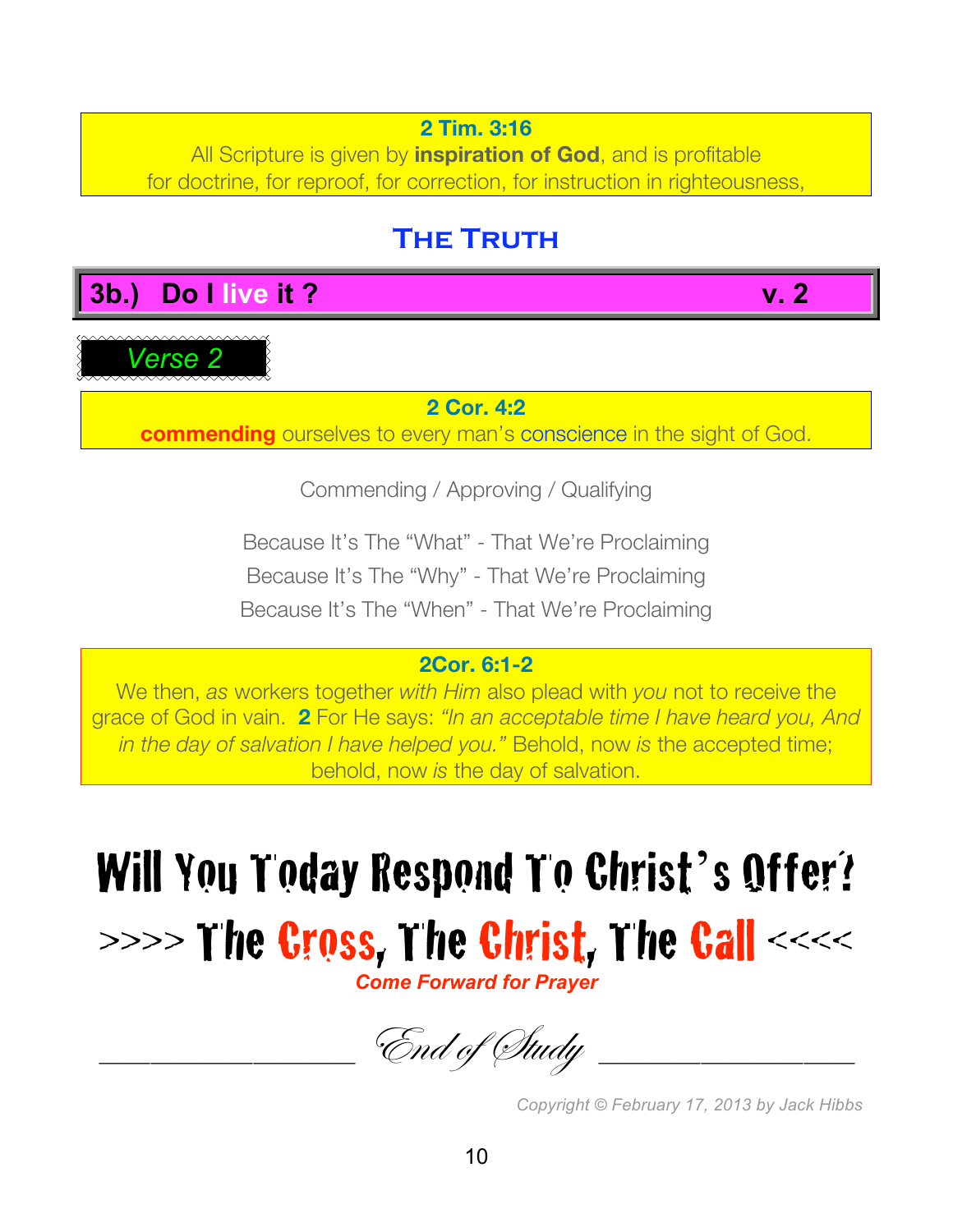**2 Tim. 3:16**

All Scripture is given by **inspiration of God**, and is profitable for doctrine, for reproof, for correction, for instruction in righteousness,

## The Truth

### 3b.) Do I live it ? v. 2

*Verse 2*

**2 Cor. 4:2**

**commending** ourselves to every man's conscience in the sight of God.

Commending / Approving / Qualifying

Because It's The "What" - That We're Proclaiming

Because It's The "Why" - That We're Proclaiming

Because It's The "When" - That We're Proclaiming

**2Cor. 6:1-2**

We then, *as* workers together *with Him* also plead with *you* not to receive the grace of God in vain. **2** For He says: *"In an acceptable time I have heard you, And in the day of salvation I have helped you."* Behold, now *is* the accepted time; behold, now *is* the day of salvation.

# Will You Today Respond To Christ's Offer?

## >>>> The Cross, The Christ, The Call <<<<

***Come Forward for Prayer***

_______________ *End of Study* _______________

*Copyright © February 17, 2013 by Jack Hibbs*